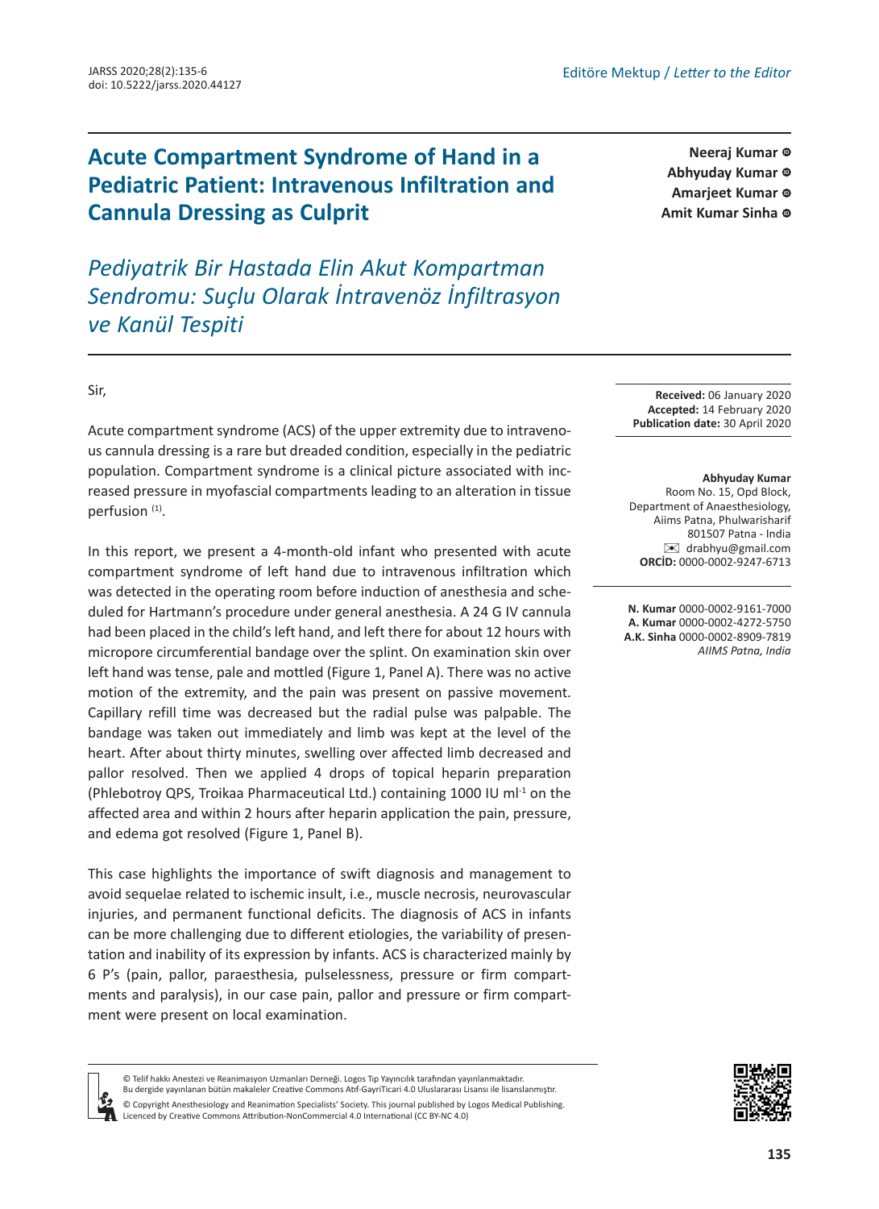Editöre Mektup / *Letter to the Editor*

# Acute Compartment Syndrome of Hand in a Pediatric Patient: Intravenous Infiltration and Cannula Dressing as Culprit

## *Pediyatrik Bir Hastada Elin Akut Kompartman Sendromu: Suçlu Olarak İntravenöz İnfiltrasyon ve Kanül Tespiti*

**Neeraj Kumar**
**Abhyuday Kumar**
**Amarjeet Kumar**
**Amit Kumar Sinha**

**Received:** 06 January 2020
**Accepted:** 14 February 2020
**Publication date:** 30 April 2020

**Abhyuday Kumar**
Room No. 15, Opd Block,
Department of Anaesthesiology,
Aiims Patna, Phulwarisharif
801507 Patna - India
drabhyu@gmail.com
**ORCİD:** 0000-0002-9247-6713

**N. Kumar** 0000-0002-9161-7000
**A. Kumar** 0000-0002-4272-5750
**A.K. Sinha** 0000-0002-8909-7819
*AIIMS Patna, India*

Sir,

Acute compartment syndrome (ACS) of the upper extremity due to intravenous cannula dressing is a rare but dreaded condition, especially in the pediatric population. Compartment syndrome is a clinical picture associated with increased pressure in myofascial compartments leading to an alteration in tissue perfusion [1].

In this report, we present a 4-month-old infant who presented with acute compartment syndrome of left hand due to intravenous infiltration which was detected in the operating room before induction of anesthesia and scheduled for Hartmann's procedure under general anesthesia. A 24 G IV cannula had been placed in the child's left hand, and left there for about 12 hours with micropore circumferential bandage over the splint. On examination skin over left hand was tense, pale and mottled (Figure 1, Panel A). There was no active motion of the extremity, and the pain was present on passive movement. Capillary refill time was decreased but the radial pulse was palpable. The bandage was taken out immediately and limb was kept at the level of the heart. After about thirty minutes, swelling over affected limb decreased and pallor resolved. Then we applied 4 drops of topical heparin preparation (Phlebotroy QPS, Troikaa Pharmaceutical Ltd.) containing 1000 IU $ml^{-1}$ on the affected area and within 2 hours after heparin application the pain, pressure, and edema got resolved (Figure 1, Panel B).

This case highlights the importance of swift diagnosis and management to avoid sequelae related to ischemic insult, i.e., muscle necrosis, neurovascular injuries, and permanent functional deficits. The diagnosis of ACS in infants can be more challenging due to different etiologies, the variability of presentation and inability of its expression by infants. ACS is characterized mainly by 6 P's (pain, pallor, paraesthesia, pulselessness, pressure or firm compartments and paralysis), in our case pain, pallor and pressure or firm compartment were present on local examination.

© Telif hakkı Anestezi ve Reanimasyon Uzmanları Derneği. Logos Tıp Yayıncılık tarafından yayınlanmaktadır.
Bu dergide yayınlanan bütün makaleler Creative Commons Atıf-GayriTicari 4.0 Uluslararası Lisansı ile lisanslanmıştır.
© Copyright Anesthesiology and Reanimation Specialists' Society. This journal published by Logos Medical Publishing.
Licenced by Creative Commons Attribution-NonCommercial 4.0 International (CC BY-NC 4.0)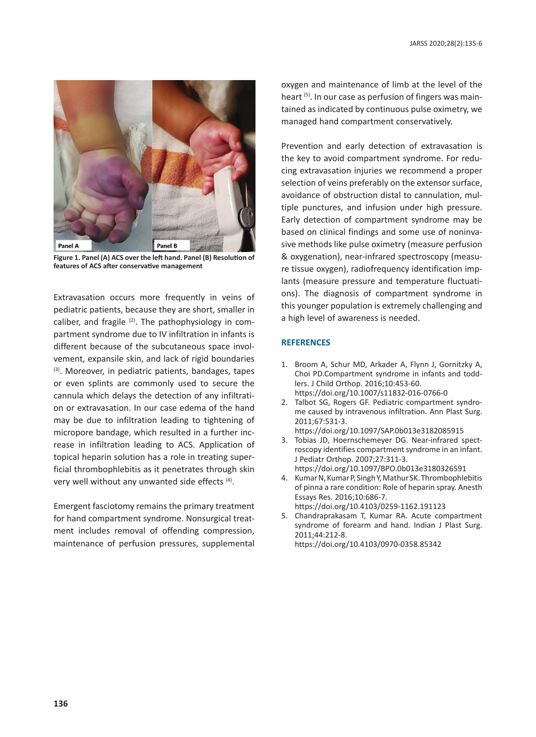Panel A

Panel B

**Figure 1. Panel (A) ACS over the left hand. Panel (B) Resolution of features of ACS after conservative management**

Extravasation occurs more frequently in veins of pediatric patients, because they are short, smaller in caliber, and fragile [2]. The pathophysiology in compartment syndrome due to IV infiltration in infants is different because of the subcutaneous space involvement, expansile skin, and lack of rigid boundaries [3]. Moreover, in pediatric patients, bandages, tapes or even splints are commonly used to secure the cannula which delays the detection of any infiltration or extravasation. In our case edema of the hand may be due to infiltration leading to tightening of micropore bandage, which resulted in a further increase in infiltration leading to ACS. Application of topical heparin solution has a role in treating superficial thrombophlebitis as it penetrates through skin very well without any unwanted side effects [4].

Emergent fasciotomy remains the primary treatment for hand compartment syndrome. Nonsurgical treatment includes removal of offending compression, maintenance of perfusion pressures, supplemental oxygen and maintenance of limb at the level of the heart [5]. In our case as perfusion of fingers was maintained as indicated by continuous pulse oximetry, we managed hand compartment conservatively.

Prevention and early detection of extravasation is the key to avoid compartment syndrome. For reducing extravasation injuries we recommend a proper selection of veins preferably on the extensor surface, avoidance of obstruction distal to cannulation, multiple punctures, and infusion under high pressure. Early detection of compartment syndrome may be based on clinical findings and some use of noninvasive methods like pulse oximetry (measure perfusion & oxygenation), near-infrared spectroscopy (measure tissue oxygen), radiofrequency identification implants (measure pressure and temperature fluctuations). The diagnosis of compartment syndrome in this younger population is extremely challenging and a high level of awareness is needed.

## REFERENCES

1. Broom A, Schur MD, Arkader A, Flynn J, Gornitzky A, Choi PD.Compartment syndrome in infants and toddlers. J Child Orthop. 2016;10:453-60. https://doi.org/10.1007/s11832-016-0766-0
2. Talbot SG, Rogers GF. Pediatric compartment syndrome caused by intravenous infiltration. Ann Plast Surg. 2011;67:531-3. https://doi.org/10.1097/SAP.0b013e3182085915
3. Tobias JD, Hoernschemeyer DG. Near-infrared spectroscopy identifies compartment syndrome in an infant. J Pediatr Orthop. 2007;27:311-3. https://doi.org/10.1097/BPO.0b013e3180326591
4. Kumar N, Kumar P, Singh Y, Mathur SK. Thrombophlebitis of pinna a rare condition: Role of heparin spray. Anesth Essays Res. 2016;10:686-7. https://doi.org/10.4103/0259-1162.191123
5. Chandraprakasam T, Kumar RA. Acute compartment syndrome of forearm and hand. Indian J Plast Surg. 2011;44:212-8. https://doi.org/10.4103/0970-0358.85342